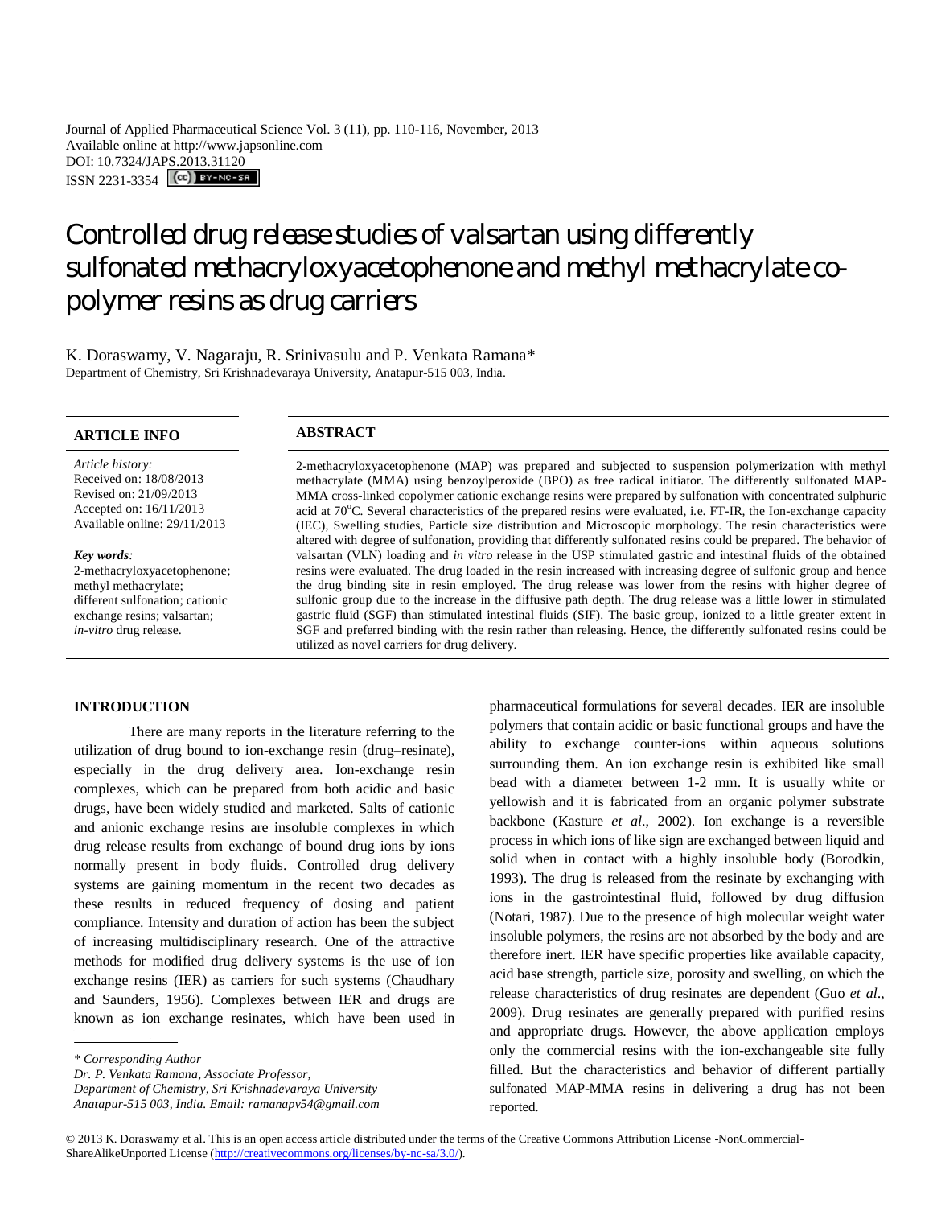Journal of Applied Pharmaceutical Science Vol. 3 (11), pp. 110-116, November, 2013
Available online at http://www.japsonline.com
DOI: 10.7324/JAPS.2013.31120
ISSN 2231-3354

# Controlled drug release studies of valsartan using differently sulfonated methacryloxyacetophenone and methyl methacrylate co-polymer resins as drug carriers

K. Doraswamy, V. Nagaraju, R. Srinivasulu and P. Venkata Ramana*
Department of Chemistry, Sri Krishnadevaraya University, Anatapur-515 003, India.

**ARTICLE INFO**

*Article history:*
Received on: 18/08/2013
Revised on: 21/09/2013
Accepted on: 16/11/2013
Available online: 29/11/2013

*Key words:*
2-methacryloxyacetophenone; methyl methacrylate; different sulfonation; cationic exchange resins; valsartan; *in-vitro* drug release.

**ABSTRACT**

2-methacryloxyacetophenone (MAP) was prepared and subjected to suspension polymerization with methyl methacrylate (MMA) using benzoylperoxide (BPO) as free radical initiator. The differently sulfonated MAP-MMA cross-linked copolymer cationic exchange resins were prepared by sulfonation with concentrated sulphuric acid at 70$^{o}$C. Several characteristics of the prepared resins were evaluated, i.e. FT-IR, the Ion-exchange capacity (IEC), Swelling studies, Particle size distribution and Microscopic morphology. The resin characteristics were altered with degree of sulfonation, providing that differently sulfonated resins could be prepared. The behavior of valsartan (VLN) loading and *in vitro* release in the USP stimulated gastric and intestinal fluids of the obtained resins were evaluated. The drug loaded in the resin increased with increasing degree of sulfonic group and hence the drug binding site in resin employed. The drug release was lower from the resins with higher degree of sulfonic group due to the increase in the diffusive path depth. The drug release was a little lower in stimulated gastric fluid (SGF) than stimulated intestinal fluids (SIF). The basic group, ionized to a little greater extent in SGF and preferred binding with the resin rather than releasing. Hence, the differently sulfonated resins could be utilized as novel carriers for drug delivery.

## INTRODUCTION

There are many reports in the literature referring to the utilization of drug bound to ion-exchange resin (drug–resinate), especially in the drug delivery area. Ion-exchange resin complexes, which can be prepared from both acidic and basic drugs, have been widely studied and marketed. Salts of cationic and anionic exchange resins are insoluble complexes in which drug release results from exchange of bound drug ions by ions normally present in body fluids. Controlled drug delivery systems are gaining momentum in the recent two decades as these results in reduced frequency of dosing and patient compliance. Intensity and duration of action has been the subject of increasing multidisciplinary research. One of the attractive methods for modified drug delivery systems is the use of ion exchange resins (IER) as carriers for such systems (Chaudhary and Saunders, 1956). Complexes between IER and drugs are known as ion exchange resinates, which have been used in pharmaceutical formulations for several decades. IER are insoluble polymers that contain acidic or basic functional groups and have the ability to exchange counter-ions within aqueous solutions surrounding them. An ion exchange resin is exhibited like small bead with a diameter between 1-2 mm. It is usually white or yellowish and it is fabricated from an organic polymer substrate backbone (Kasture *et al*., 2002). Ion exchange is a reversible process in which ions of like sign are exchanged between liquid and solid when in contact with a highly insoluble body (Borodkin, 1993). The drug is released from the resinate by exchanging with ions in the gastrointestinal fluid, followed by drug diffusion (Notari, 1987). Due to the presence of high molecular weight water insoluble polymers, the resins are not absorbed by the body and are therefore inert. IER have specific properties like available capacity, acid base strength, particle size, porosity and swelling, on which the release characteristics of drug resinates are dependent (Guo *et al*., 2009). Drug resinates are generally prepared with purified resins and appropriate drugs. However, the above application employs only the commercial resins with the ion-exchangeable site fully filled. But the characteristics and behavior of different partially sulfonated MAP-MMA resins in delivering a drug has not been reported.

*\* Corresponding Author*
*Dr. P. Venkata Ramana, Associate Professor,*
*Department of Chemistry, Sri Krishnadevaraya University*
*Anatapur-515 003, India. Email: ramanapv54@gmail.com*

© 2013 K. Doraswamy et al. This is an open access article distributed under the terms of the Creative Commons Attribution License -NonCommercial-ShareAlikeUnported License (http://creativecommons.org/licenses/by-nc-sa/3.0/).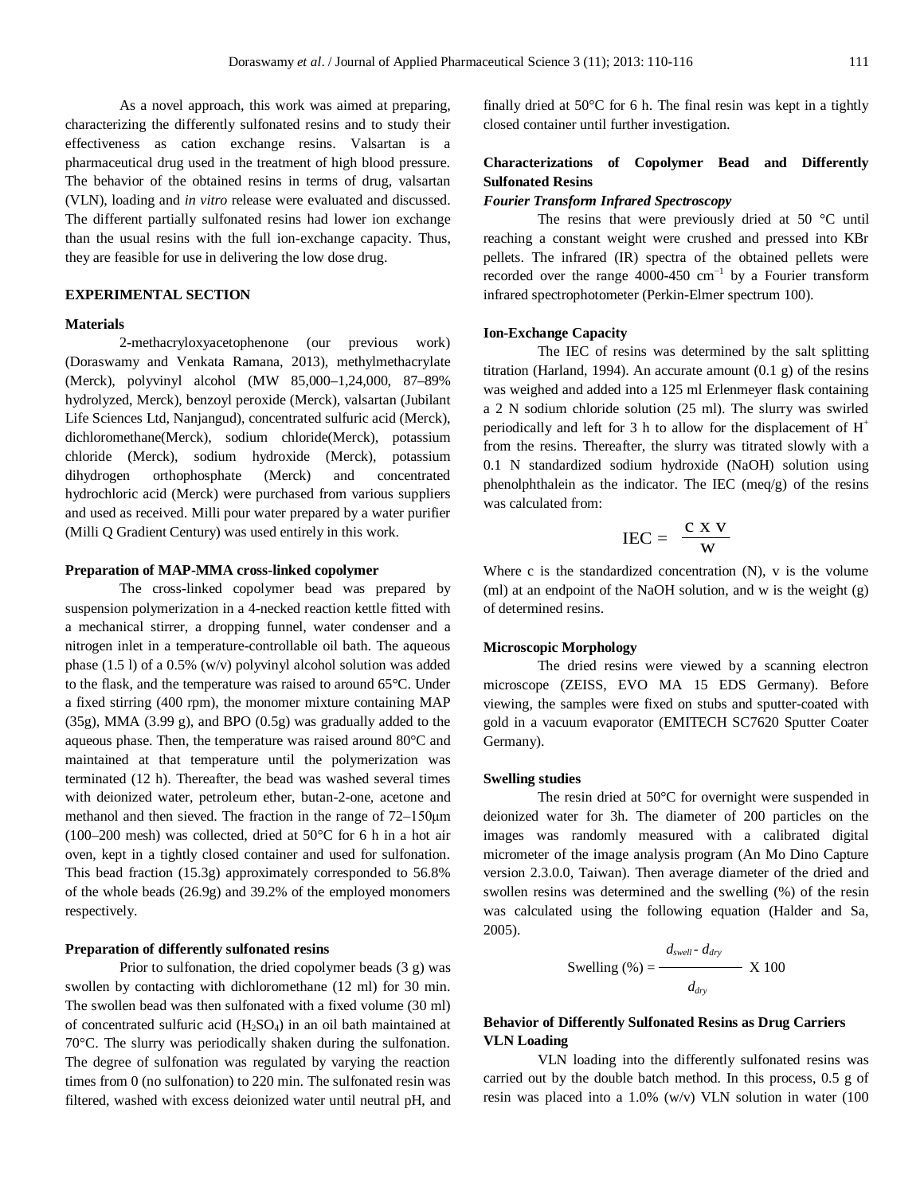As a novel approach, this work was aimed at preparing, characterizing the differently sulfonated resins and to study their effectiveness as cation exchange resins. Valsartan is a pharmaceutical drug used in the treatment of high blood pressure. The behavior of the obtained resins in terms of drug, valsartan (VLN), loading and *in vitro* release were evaluated and discussed. The different partially sulfonated resins had lower ion exchange than the usual resins with the full ion-exchange capacity. Thus, they are feasible for use in delivering the low dose drug.

## EXPERIMENTAL SECTION

### Materials

2-methacryloxyacetophenone (our previous work) (Doraswamy and Venkata Ramana, 2013), methylmethacrylate (Merck), polyvinyl alcohol (MW 85,000–1,24,000, 87–89% hydrolyzed, Merck), benzoyl peroxide (Merck), valsartan (Jubilant Life Sciences Ltd, Nanjangud), concentrated sulfuric acid (Merck), dichloromethane(Merck), sodium chloride(Merck), potassium chloride (Merck), sodium hydroxide (Merck), potassium dihydrogen orthophosphate (Merck) and concentrated hydrochloric acid (Merck) were purchased from various suppliers and used as received. Milli pour water prepared by a water purifier (Milli Q Gradient Century) was used entirely in this work.

### Preparation of MAP-MMA cross-linked copolymer

The cross-linked copolymer bead was prepared by suspension polymerization in a 4-necked reaction kettle fitted with a mechanical stirrer, a dropping funnel, water condenser and a nitrogen inlet in a temperature-controllable oil bath. The aqueous phase (1.5 l) of a 0.5% (w/v) polyvinyl alcohol solution was added to the flask, and the temperature was raised to around 65°C. Under a fixed stirring (400 rpm), the monomer mixture containing MAP (35g), MMA (3.99 g), and BPO (0.5g) was gradually added to the aqueous phase. Then, the temperature was raised around 80°C and maintained at that temperature until the polymerization was terminated (12 h). Thereafter, the bead was washed several times with deionized water, petroleum ether, butan-2-one, acetone and methanol and then sieved. The fraction in the range of 72–150μm (100–200 mesh) was collected, dried at 50°C for 6 h in a hot air oven, kept in a tightly closed container and used for sulfonation. This bead fraction (15.3g) approximately corresponded to 56.8% of the whole beads (26.9g) and 39.2% of the employed monomers respectively.

### Preparation of differently sulfonated resins

Prior to sulfonation, the dried copolymer beads (3 g) was swollen by contacting with dichloromethane (12 ml) for 30 min. The swollen bead was then sulfonated with a fixed volume (30 ml) of concentrated sulfuric acid ($H_2SO_4$) in an oil bath maintained at 70°C. The slurry was periodically shaken during the sulfonation. The degree of sulfonation was regulated by varying the reaction times from 0 (no sulfonation) to 220 min. The sulfonated resin was filtered, washed with excess deionized water until neutral pH, and finally dried at 50°C for 6 h. The final resin was kept in a tightly closed container until further investigation.

### Characterizations of Copolymer Bead and Differently Sulfonated Resins

#### *Fourier Transform Infrared Spectroscopy*

The resins that were previously dried at 50 °C until reaching a constant weight were crushed and pressed into KBr pellets. The infrared (IR) spectra of the obtained pellets were recorded over the range 4000-450 $cm^{-1}$ by a Fourier transform infrared spectrophotometer (Perkin-Elmer spectrum 100).

### Ion-Exchange Capacity

The IEC of resins was determined by the salt splitting titration (Harland, 1994). An accurate amount (0.1 g) of the resins was weighed and added into a 125 ml Erlenmeyer flask containing a 2 N sodium chloride solution (25 ml). The slurry was swirled periodically and left for 3 h to allow for the displacement of $H^+$ from the resins. Thereafter, the slurry was titrated slowly with a 0.1 N standardized sodium hydroxide (NaOH) solution using phenolphthalein as the indicator. The IEC (meq/g) of the resins was calculated from:

$$\text{IEC} = \frac{c \times v}{w}$$

Where c is the standardized concentration (N), v is the volume (ml) at an endpoint of the NaOH solution, and w is the weight (g) of determined resins.

### Microscopic Morphology

The dried resins were viewed by a scanning electron microscope (ZEISS, EVO MA 15 EDS Germany). Before viewing, the samples were fixed on stubs and sputter-coated with gold in a vacuum evaporator (EMITECH SC7620 Sputter Coater Germany).

### Swelling studies

The resin dried at 50°C for overnight were suspended in deionized water for 3h. The diameter of 200 particles on the images was randomly measured with a calibrated digital micrometer of the image analysis program (An Mo Dino Capture version 2.3.0.0, Taiwan). Then average diameter of the dried and swollen resins was determined and the swelling (%) of the resin was calculated using the following equation (Halder and Sa, 2005).

$$\text{Swelling (\%)} = \frac{d_{swell} - d_{dry}}{d_{dry}} \times 100$$

### Behavior of Differently Sulfonated Resins as Drug Carriers VLN Loading

VLN loading into the differently sulfonated resins was carried out by the double batch method. In this process, 0.5 g of resin was placed into a 1.0% (w/v) VLN solution in water (100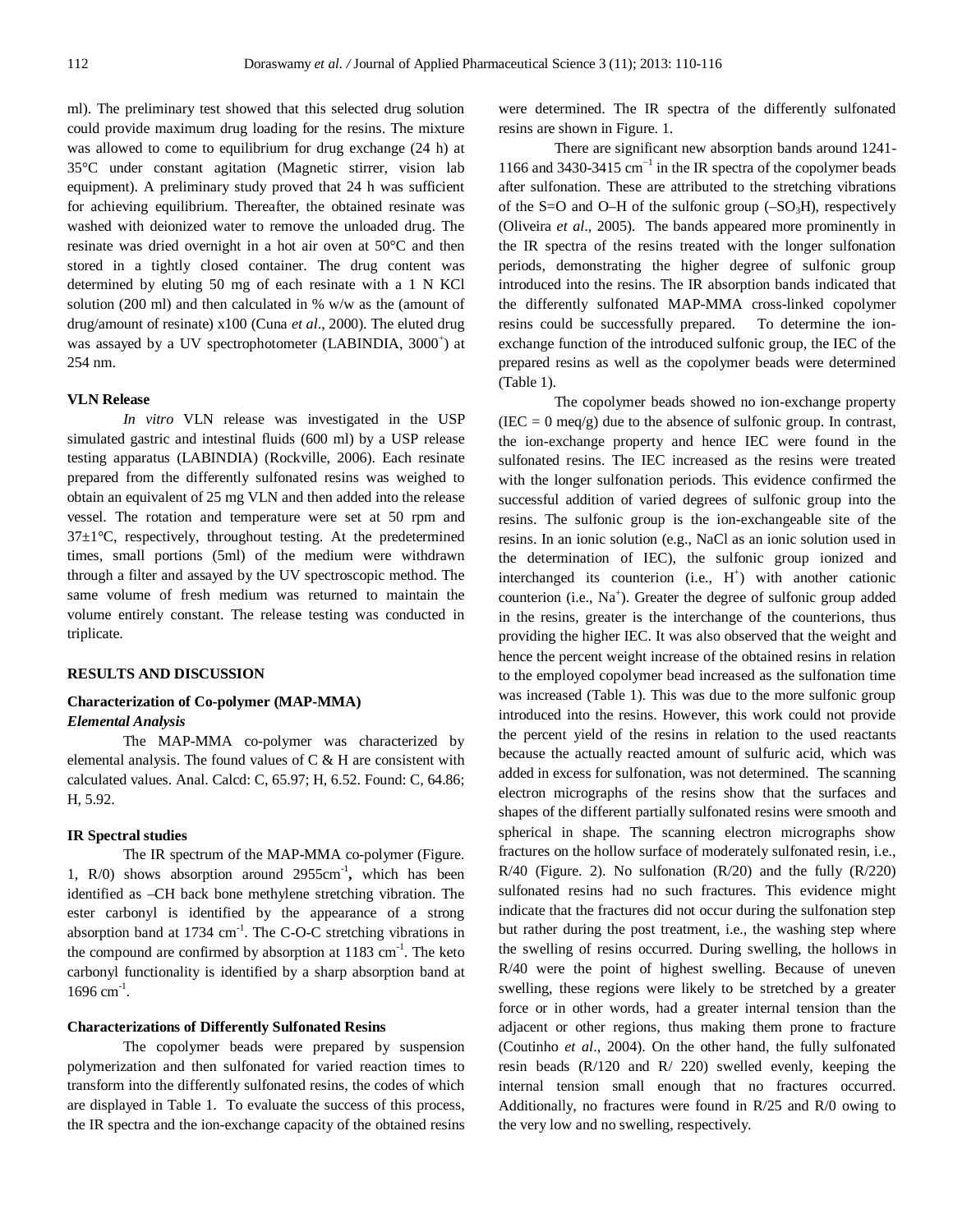ml). The preliminary test showed that this selected drug solution could provide maximum drug loading for the resins. The mixture was allowed to come to equilibrium for drug exchange (24 h) at 35°C under constant agitation (Magnetic stirrer, vision lab equipment). A preliminary study proved that 24 h was sufficient for achieving equilibrium. Thereafter, the obtained resinate was washed with deionized water to remove the unloaded drug. The resinate was dried overnight in a hot air oven at 50°C and then stored in a tightly closed container. The drug content was determined by eluting 50 mg of each resinate with a 1 N KCl solution (200 ml) and then calculated in % w/w as the (amount of drug/amount of resinate) x100 (Cuna *et al*., 2000). The eluted drug was assayed by a UV spectrophotometer (LABINDIA, $3000^{+}$) at 254 nm.

### VLN Release

*In vitro* VLN release was investigated in the USP simulated gastric and intestinal fluids (600 ml) by a USP release testing apparatus (LABINDIA) (Rockville, 2006). Each resinate prepared from the differently sulfonated resins was weighed to obtain an equivalent of 25 mg VLN and then added into the release vessel. The rotation and temperature were set at 50 rpm and 37±1°C, respectively, throughout testing. At the predetermined times, small portions (5ml) of the medium were withdrawn through a filter and assayed by the UV spectroscopic method. The same volume of fresh medium was returned to maintain the volume entirely constant. The release testing was conducted in triplicate.

## RESULTS AND DISCUSSION

### Characterization of Co-polymer (MAP-MMA)

#### *Elemental Analysis*

The MAP-MMA co-polymer was characterized by elemental analysis. The found values of C & H are consistent with calculated values. Anal. Calcd: C, 65.97; H, 6.52. Found: C, 64.86; H, 5.92.

### IR Spectral studies

The IR spectrum of the MAP-MMA co-polymer (Figure. 1, R/0) shows absorption around 2955cm$^{-1}$**,** which has been identified as –CH back bone methylene stretching vibration. The ester carbonyl is identified by the appearance of a strong absorption band at 1734 cm$^{-1}$. The C-O-C stretching vibrations in the compound are confirmed by absorption at 1183 cm$^{-1}$. The keto carbonyl functionality is identified by a sharp absorption band at 1696 cm$^{-1}$.

### Characterizations of Differently Sulfonated Resins

The copolymer beads were prepared by suspension polymerization and then sulfonated for varied reaction times to transform into the differently sulfonated resins, the codes of which are displayed in Table 1. To evaluate the success of this process, the IR spectra and the ion-exchange capacity of the obtained resins were determined. The IR spectra of the differently sulfonated resins are shown in Figure. 1.

There are significant new absorption bands around 1241-1166 and 3430-3415 cm$^{-1}$ in the IR spectra of the copolymer beads after sulfonation. These are attributed to the stretching vibrations of the S=O and O–H of the sulfonic group ($–SO_3H$), respectively (Oliveira *et al*., 2005). The bands appeared more prominently in the IR spectra of the resins treated with the longer sulfonation periods, demonstrating the higher degree of sulfonic group introduced into the resins. The IR absorption bands indicated that the differently sulfonated MAP-MMA cross-linked copolymer resins could be successfully prepared. To determine the ion-exchange function of the introduced sulfonic group, the IEC of the prepared resins as well as the copolymer beads were determined (Table 1).

The copolymer beads showed no ion-exchange property (IEC = 0 meq/g) due to the absence of sulfonic group. In contrast, the ion-exchange property and hence IEC were found in the sulfonated resins. The IEC increased as the resins were treated with the longer sulfonation periods. This evidence confirmed the successful addition of varied degrees of sulfonic group into the resins. The sulfonic group is the ion-exchangeable site of the resins. In an ionic solution (e.g., NaCl as an ionic solution used in the determination of IEC), the sulfonic group ionized and interchanged its counterion (i.e., $H^{+}$) with another cationic counterion (i.e., $Na^{+}$). Greater the degree of sulfonic group added in the resins, greater is the interchange of the counterions, thus providing the higher IEC. It was also observed that the weight and hence the percent weight increase of the obtained resins in relation to the employed copolymer bead increased as the sulfonation time was increased (Table 1). This was due to the more sulfonic group introduced into the resins. However, this work could not provide the percent yield of the resins in relation to the used reactants because the actually reacted amount of sulfuric acid, which was added in excess for sulfonation, was not determined. The scanning electron micrographs of the resins show that the surfaces and shapes of the different partially sulfonated resins were smooth and spherical in shape. The scanning electron micrographs show fractures on the hollow surface of moderately sulfonated resin, i.e., R/40 (Figure. 2). No sulfonation (R/20) and the fully (R/220) sulfonated resins had no such fractures. This evidence might indicate that the fractures did not occur during the sulfonation step but rather during the post treatment, i.e., the washing step where the swelling of resins occurred. During swelling, the hollows in R/40 were the point of highest swelling. Because of uneven swelling, these regions were likely to be stretched by a greater force or in other words, had a greater internal tension than the adjacent or other regions, thus making them prone to fracture (Coutinho *et al*., 2004). On the other hand, the fully sulfonated resin beads (R/120 and R/ 220) swelled evenly, keeping the internal tension small enough that no fractures occurred. Additionally, no fractures were found in R/25 and R/0 owing to the very low and no swelling, respectively.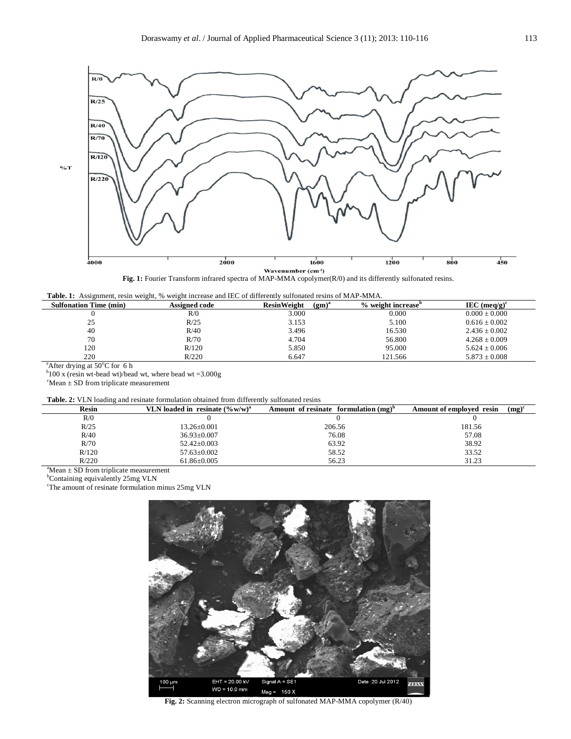R/0

R/25

R/40

R/70

R/120

R/220

%T

4000 2000 1600 1200 800 450

Wavenumber (cm-1)

**Fig. 1:** Fourier Transform infrared spectra of MAP-MMA copolymer(R/0) and its differently sulfonated resins.

**Table. 1:** Assignment, resin weight, % weight increase and IEC of differently sulfonated resins of MAP-MMA.

| Sulfonation Time (min) | Assigned code | ResinWeight (gm)[a] | % weight increase[b] | IEC (meq/g)[c] |
|---|---|---|---|---|
| 0 | R/0 | 3.000 | 0.000 | 0.000 ± 0.000 |
| 25 | R/25 | 3.153 | 5.100 | 0.616 ± 0.002 |
| 40 | R/40 | 3.496 | 16.530 | 2.436 ± 0.002 |
| 70 | R/70 | 4.704 | 56.800 | 4.268 ± 0.009 |
| 120 | R/120 | 5.850 | 95.000 | 5.624 ± 0.006 |
| 220 | R/220 | 6.647 | 121.566 | 5.873 ± 0.008 |

[a]After drying at 50°C for 6 h
[b]100 x (resin wt-bead wt)/bead wt, where bead wt =3.000g
[c]Mean ± SD from triplicate measurement

**Table. 2:** VLN loading and resinate formulation obtained from differently sulfonated resins

| Resin | VLN loaded in resinate (%w/w)[a] | Amount of resinate formulation (mg)[b] | Amount of employed resin (mg)[c] |
|---|---|---|---|
| R/0 | 0 | 0 | 0 |
| R/25 | 13.26±0.001 | 206.56 | 181.56 |
| R/40 | 36.93±0.007 | 76.08 | 57.08 |
| R/70 | 52.42±0.003 | 63.92 | 38.92 |
| R/120 | 57.63±0.002 | 58.52 | 33.52 |
| R/220 | 61.86±0.005 | 56.23 | 31.23 |

[a]Mean ± SD from triplicate measurement
[b]Containing equivalently 25mg VLN
[c]The amount of resinate formulation minus 25mg VLN

100 µm EHT = 20.00 kV WD = 10.0 mm Signal A = SE1 Mag = 150 X Date :20 Jul 2012 ZEISS

**Fig. 2:** Scanning electron micrograph of sulfonated MAP-MMA copolymer (R/40)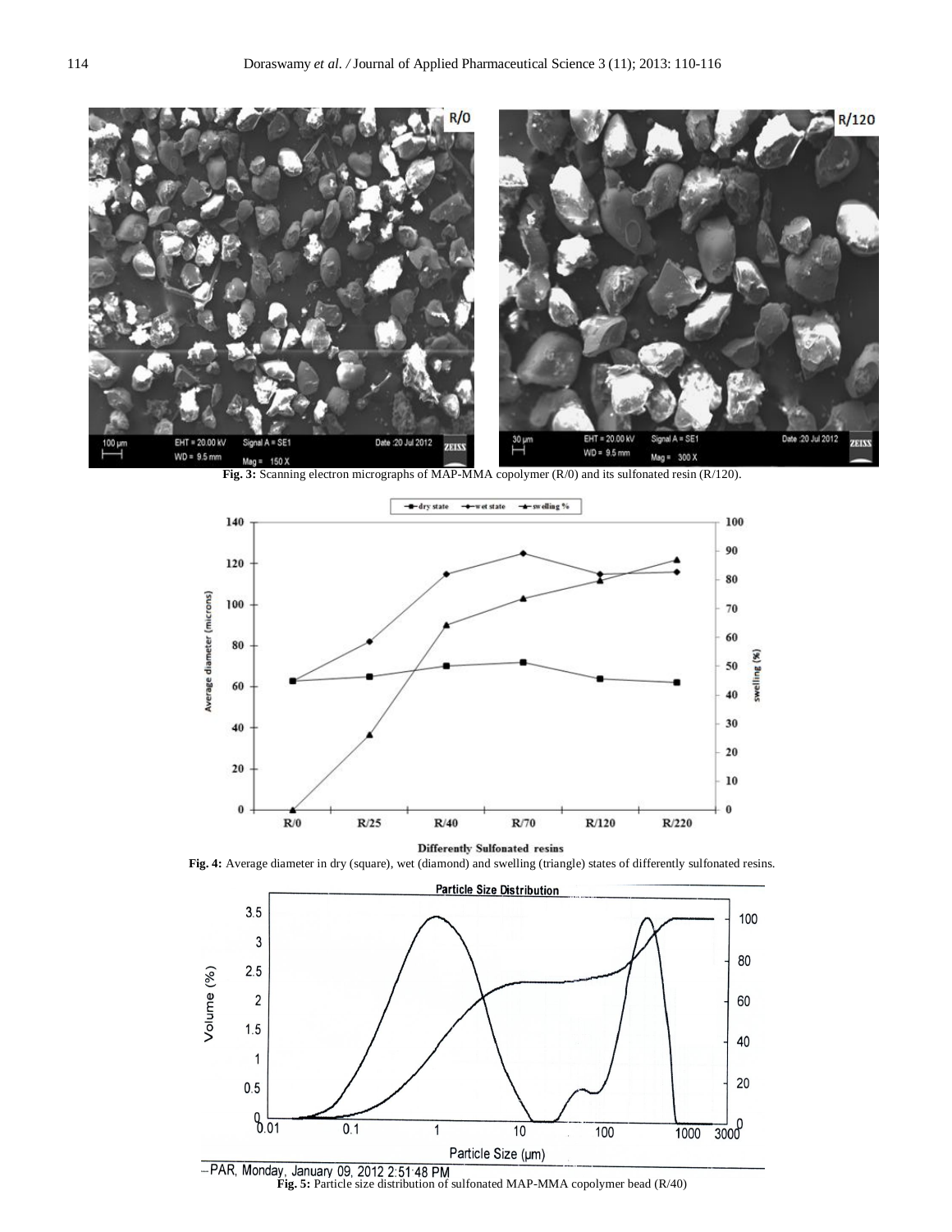R/0

100 µm EHT = 20.00 kV Signal A = SE1 Date :20 Jul 2012 ZEISS
WD = 9.5 mm Mag = 150 X

R/120

30 µm EHT = 20.00 kV Signal A = SE1 Date :20 Jul 2012 ZEISS
WD = 9.5 mm Mag = 300 X

**Fig. 3:** Scanning electron micrographs of MAP-MMA copolymer (R/0) and its sulfonated resin (R/120).

dry state wet state swelling %

Average diameter (microns)

swelling (%)

R/0 R/25 R/40 R/70 R/120 R/220

Differently Sulfonated resins

**Fig. 4:** Average diameter in dry (square), wet (diamond) and swelling (triangle) states of differently sulfonated resins.

Particle Size Distribution

Volume (%)

Particle Size (µm)

–PAR, Monday, January 09, 2012 2:51:48 PM

**Fig. 5:** Particle size distribution of sulfonated MAP-MMA copolymer bead (R/40)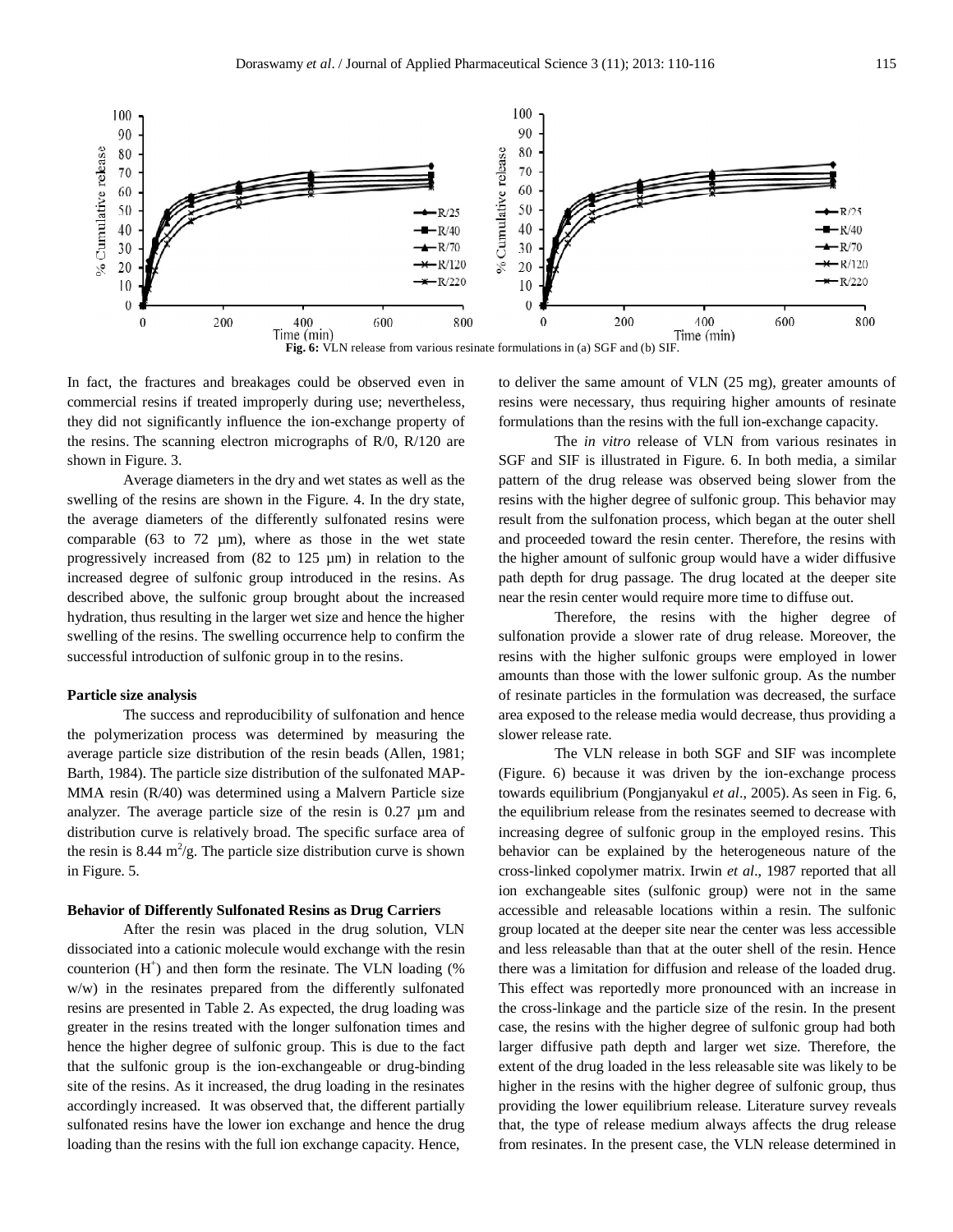100
90
80
70
60
50
40
30
20
10
0

% Cumulative release

0 200 400 600 800

Time (min)

R/25
R/40
R/70
R/120
R/220

100
90
80
70
60
50
40
30
20
10
0

% Cumulative release

0 200 400 600 800

Time (min)

R/25
R/40
R/70
R/120
R/220

**Fig. 6:** VLN release from various resinate formulations in (a) SGF and (b) SIF.

In fact, the fractures and breakages could be observed even in commercial resins if treated improperly during use; nevertheless, they did not significantly influence the ion-exchange property of the resins. The scanning electron micrographs of R/0, R/120 are shown in Figure. 3.

Average diameters in the dry and wet states as well as the swelling of the resins are shown in the Figure. 4. In the dry state, the average diameters of the differently sulfonated resins were comparable (63 to 72 µm), where as those in the wet state progressively increased from (82 to 125 µm) in relation to the increased degree of sulfonic group introduced in the resins. As described above, the sulfonic group brought about the increased hydration, thus resulting in the larger wet size and hence the higher swelling of the resins. The swelling occurrence help to confirm the successful introduction of sulfonic group in to the resins.

#### Particle size analysis

The success and reproducibility of sulfonation and hence the polymerization process was determined by measuring the average particle size distribution of the resin beads (Allen, 1981; Barth, 1984). The particle size distribution of the sulfonated MAP-MMA resin (R/40) was determined using a Malvern Particle size analyzer. The average particle size of the resin is 0.27 µm and distribution curve is relatively broad. The specific surface area of the resin is 8.44 $m^2$/g. The particle size distribution curve is shown in Figure. 5.

#### Behavior of Differently Sulfonated Resins as Drug Carriers

After the resin was placed in the drug solution, VLN dissociated into a cationic molecule would exchange with the resin counterion ($H^+$) and then form the resinate. The VLN loading (% w/w) in the resinates prepared from the differently sulfonated resins are presented in Table 2. As expected, the drug loading was greater in the resins treated with the longer sulfonation times and hence the higher degree of sulfonic group. This is due to the fact that the sulfonic group is the ion-exchangeable or drug-binding site of the resins. As it increased, the drug loading in the resinates accordingly increased. It was observed that, the different partially sulfonated resins have the lower ion exchange and hence the drug loading than the resins with the full ion exchange capacity. Hence, to deliver the same amount of VLN (25 mg), greater amounts of resins were necessary, thus requiring higher amounts of resinate formulations than the resins with the full ion-exchange capacity.

The *in vitro* release of VLN from various resinates in SGF and SIF is illustrated in Figure. 6. In both media, a similar pattern of the drug release was observed being slower from the resins with the higher degree of sulfonic group. This behavior may result from the sulfonation process, which began at the outer shell and proceeded toward the resin center. Therefore, the resins with the higher amount of sulfonic group would have a wider diffusive path depth for drug passage. The drug located at the deeper site near the resin center would require more time to diffuse out.

Therefore, the resins with the higher degree of sulfonation provide a slower rate of drug release. Moreover, the resins with the higher sulfonic groups were employed in lower amounts than those with the lower sulfonic group. As the number of resinate particles in the formulation was decreased, the surface area exposed to the release media would decrease, thus providing a slower release rate.

The VLN release in both SGF and SIF was incomplete (Figure. 6) because it was driven by the ion-exchange process towards equilibrium (Pongjanyakul *et al*., 2005). As seen in Fig. 6, the equilibrium release from the resinates seemed to decrease with increasing degree of sulfonic group in the employed resins. This behavior can be explained by the heterogeneous nature of the cross-linked copolymer matrix. Irwin *et al*., 1987 reported that all ion exchangeable sites (sulfonic group) were not in the same accessible and releasable locations within a resin. The sulfonic group located at the deeper site near the center was less accessible and less releasable than that at the outer shell of the resin. Hence there was a limitation for diffusion and release of the loaded drug. This effect was reportedly more pronounced with an increase in the cross-linkage and the particle size of the resin. In the present case, the resins with the higher degree of sulfonic group had both larger diffusive path depth and larger wet size. Therefore, the extent of the drug loaded in the less releasable site was likely to be higher in the resins with the higher degree of sulfonic group, thus providing the lower equilibrium release. Literature survey reveals that, the type of release medium always affects the drug release from resinates. In the present case, the VLN release determined in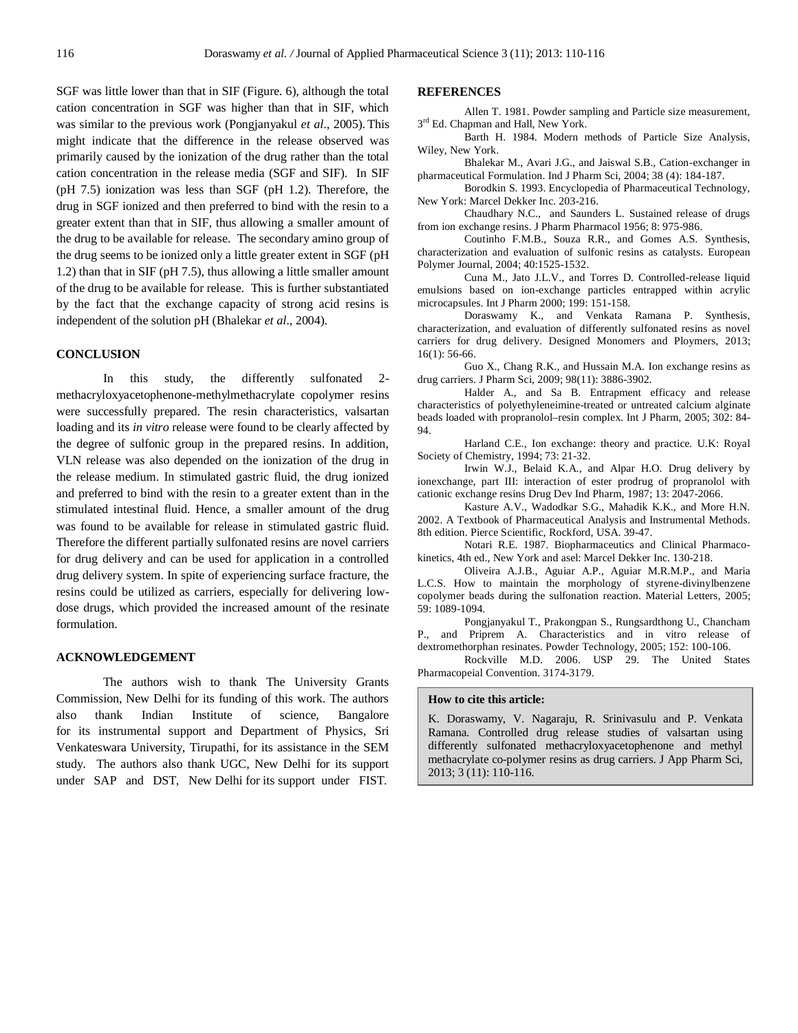SGF was little lower than that in SIF (Figure. 6), although the total cation concentration in SGF was higher than that in SIF, which was similar to the previous work (Pongjanyakul *et al*., 2005). This might indicate that the difference in the release observed was primarily caused by the ionization of the drug rather than the total cation concentration in the release media (SGF and SIF). In SIF (pH 7.5) ionization was less than SGF (pH 1.2). Therefore, the drug in SGF ionized and then preferred to bind with the resin to a greater extent than that in SIF, thus allowing a smaller amount of the drug to be available for release. The secondary amino group of the drug seems to be ionized only a little greater extent in SGF (pH 1.2) than that in SIF (pH 7.5), thus allowing a little smaller amount of the drug to be available for release. This is further substantiated by the fact that the exchange capacity of strong acid resins is independent of the solution pH (Bhalekar *et al*., 2004).

## CONCLUSION

In this study, the differently sulfonated 2-methacryloxyacetophenone-methylmethacrylate copolymer resins were successfully prepared. The resin characteristics, valsartan loading and its *in vitro* release were found to be clearly affected by the degree of sulfonic group in the prepared resins. In addition, VLN release was also depended on the ionization of the drug in the release medium. In stimulated gastric fluid, the drug ionized and preferred to bind with the resin to a greater extent than in the stimulated intestinal fluid. Hence, a smaller amount of the drug was found to be available for release in stimulated gastric fluid. Therefore the different partially sulfonated resins are novel carriers for drug delivery and can be used for application in a controlled drug delivery system. In spite of experiencing surface fracture, the resins could be utilized as carriers, especially for delivering low-dose drugs, which provided the increased amount of the resinate formulation.

## ACKNOWLEDGEMENT

The authors wish to thank The University Grants Commission, New Delhi for its funding of this work. The authors also thank Indian Institute of science, Bangalore for its instrumental support and Department of Physics, Sri Venkateswara University, Tirupathi, for its assistance in the SEM study. The authors also thank UGC, New Delhi for its support under SAP and DST, New Delhi for its support under FIST.

## REFERENCES

Allen T. 1981. Powder sampling and Particle size measurement, 3rd Ed. Chapman and Hall, New York.

Barth H. 1984. Modern methods of Particle Size Analysis, Wiley, New York.

Bhalekar M., Avari J.G., and Jaiswal S.B., Cation-exchanger in pharmaceutical Formulation. Ind J Pharm Sci, 2004; 38 (4): 184-187.

Borodkin S. 1993. Encyclopedia of Pharmaceutical Technology, New York: Marcel Dekker Inc. 203-216.

Chaudhary N.C., and Saunders L. Sustained release of drugs from ion exchange resins. J Pharm Pharmacol 1956; 8: 975-986.

Coutinho F.M.B., Souza R.R., and Gomes A.S. Synthesis, characterization and evaluation of sulfonic resins as catalysts. European Polymer Journal, 2004; 40:1525-1532.

Cuna M., Jato J.L.V., and Torres D. Controlled-release liquid emulsions based on ion-exchange particles entrapped within acrylic microcapsules. Int J Pharm 2000; 199: 151-158.

Doraswamy K., and Venkata Ramana P. Synthesis, characterization, and evaluation of differently sulfonated resins as novel carriers for drug delivery. Designed Monomers and Ploymers, 2013; 16(1): 56-66.

Guo X., Chang R.K., and Hussain M.A. Ion exchange resins as drug carriers. J Pharm Sci, 2009; 98(11): 3886-3902.

Halder A., and Sa B. Entrapment efficacy and release characteristics of polyethyleneimine-treated or untreated calcium alginate beads loaded with propranolol–resin complex. Int J Pharm, 2005; 302: 84-94.

Harland C.E., Ion exchange: theory and practice. U.K: Royal Society of Chemistry, 1994; 73: 21-32.

Irwin W.J., Belaid K.A., and Alpar H.O. Drug delivery by ionexchange, part III: interaction of ester prodrug of propranolol with cationic exchange resins Drug Dev Ind Pharm, 1987; 13: 2047-2066.

Kasture A.V., Wadodkar S.G., Mahadik K.K., and More H.N. 2002. A Textbook of Pharmaceutical Analysis and Instrumental Methods. 8th edition. Pierce Scientific, Rockford, USA. 39-47.

Notari R.E. 1987. Biopharmaceutics and Clinical Pharmaco-kinetics, 4th ed., New York and asel: Marcel Dekker Inc. 130-218.

Oliveira A.J.B., Aguiar A.P., Aguiar M.R.M.P., and Maria L.C.S. How to maintain the morphology of styrene-divinylbenzene copolymer beads during the sulfonation reaction. Material Letters, 2005; 59: 1089-1094.

Pongjanyakul T., Prakongpan S., Rungsardthong U., Chancham P., and Priprem A. Characteristics and in vitro release of dextromethorphan resinates. Powder Technology, 2005; 152: 100-106.

Rockville M.D. 2006. USP 29. The United States Pharmacopeial Convention. 3174-3179.

**How to cite this article:**

K. Doraswamy, V. Nagaraju, R. Srinivasulu and P. Venkata Ramana. Controlled drug release studies of valsartan using differently sulfonated methacryloxyacetophenone and methyl methacrylate co-polymer resins as drug carriers. J App Pharm Sci, 2013; 3 (11): 110-116.